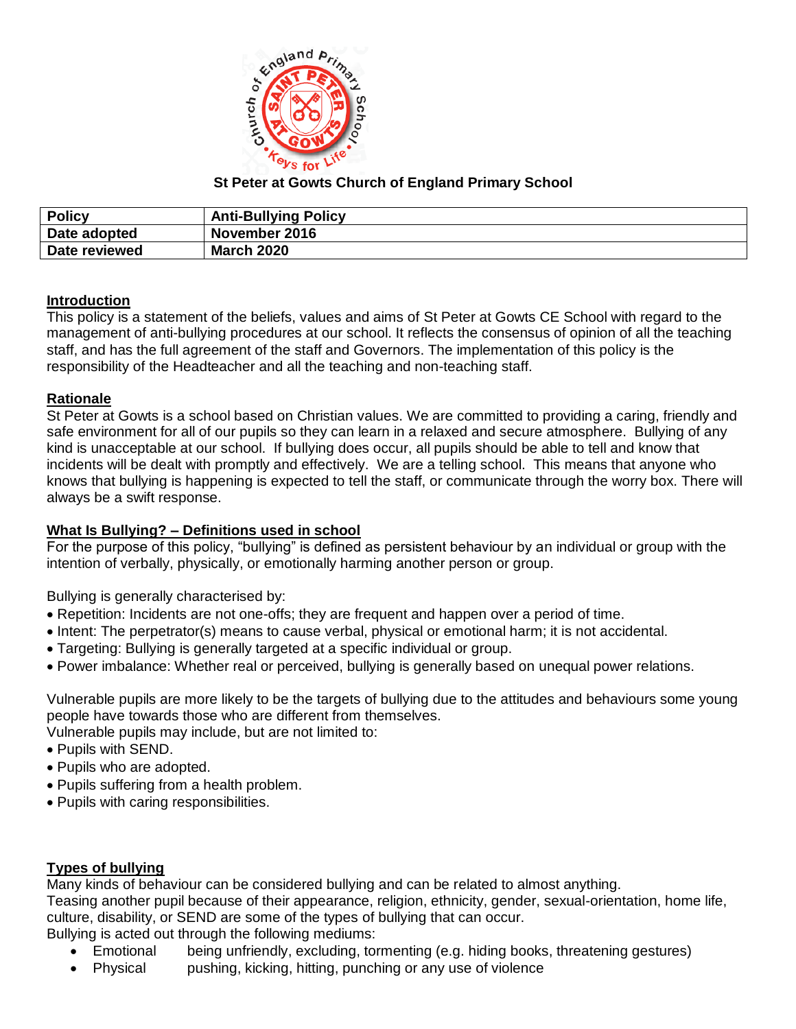**St Peter at Gowts Church of England Primary School**

| Policy | Anti-Bullying Policy |
| --- | --- |
| Date adopted | November 2016 |
| Date reviewed | March 2020 |

## Introduction

This policy is a statement of the beliefs, values and aims of St Peter at Gowts CE School with regard to the management of anti-bullying procedures at our school. It reflects the consensus of opinion of all the teaching staff, and has the full agreement of the staff and Governors. The implementation of this policy is the responsibility of the Headteacher and all the teaching and non-teaching staff.

## Rationale

St Peter at Gowts is a school based on Christian values. We are committed to providing a caring, friendly and safe environment for all of our pupils so they can learn in a relaxed and secure atmosphere. Bullying of any kind is unacceptable at our school. If bullying does occur, all pupils should be able to tell and know that incidents will be dealt with promptly and effectively. We are a telling school. This means that anyone who knows that bullying is happening is expected to tell the staff, or communicate through the worry box. There will always be a swift response.

## What Is Bullying? – Definitions used in school

For the purpose of this policy, "bullying" is defined as persistent behaviour by an individual or group with the intention of verbally, physically, or emotionally harming another person or group.

Bullying is generally characterised by:

- Repetition: Incidents are not one-offs; they are frequent and happen over a period of time.
- Intent: The perpetrator(s) means to cause verbal, physical or emotional harm; it is not accidental.
- Targeting: Bullying is generally targeted at a specific individual or group.
- Power imbalance: Whether real or perceived, bullying is generally based on unequal power relations.

Vulnerable pupils are more likely to be the targets of bullying due to the attitudes and behaviours some young people have towards those who are different from themselves.
Vulnerable pupils may include, but are not limited to:

- Pupils with SEND.
- Pupils who are adopted.
- Pupils suffering from a health problem.
- Pupils with caring responsibilities.

## Types of bullying

Many kinds of behaviour can be considered bullying and can be related to almost anything.
Teasing another pupil because of their appearance, religion, ethnicity, gender, sexual-orientation, home life, culture, disability, or SEND are some of the types of bullying that can occur.
Bullying is acted out through the following mediums:

- Emotional — being unfriendly, excluding, tormenting (e.g. hiding books, threatening gestures)
- Physical — pushing, kicking, hitting, punching or any use of violence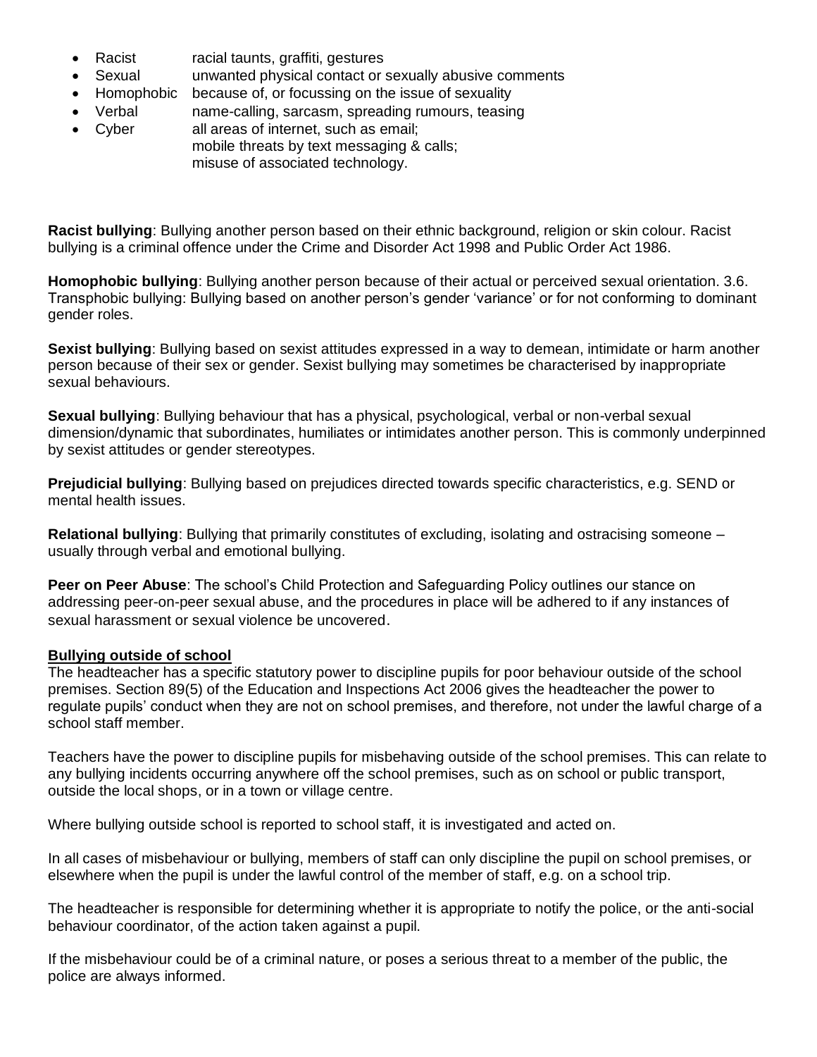- Racist racial taunts, graffiti, gestures
- Sexual unwanted physical contact or sexually abusive comments
- Homophobic because of, or focussing on the issue of sexuality
- Verbal name-calling, sarcasm, spreading rumours, teasing
- Cyber all areas of internet, such as email;
  mobile threats by text messaging & calls;
  misuse of associated technology.

**Racist bullying**: Bullying another person based on their ethnic background, religion or skin colour. Racist bullying is a criminal offence under the Crime and Disorder Act 1998 and Public Order Act 1986.

**Homophobic bullying**: Bullying another person because of their actual or perceived sexual orientation. 3.6. Transphobic bullying: Bullying based on another person's gender 'variance' or for not conforming to dominant gender roles.

**Sexist bullying**: Bullying based on sexist attitudes expressed in a way to demean, intimidate or harm another person because of their sex or gender. Sexist bullying may sometimes be characterised by inappropriate sexual behaviours.

**Sexual bullying**: Bullying behaviour that has a physical, psychological, verbal or non-verbal sexual dimension/dynamic that subordinates, humiliates or intimidates another person. This is commonly underpinned by sexist attitudes or gender stereotypes.

**Prejudicial bullying**: Bullying based on prejudices directed towards specific characteristics, e.g. SEND or mental health issues.

**Relational bullying**: Bullying that primarily constitutes of excluding, isolating and ostracising someone – usually through verbal and emotional bullying.

**Peer on Peer Abuse**: The school's Child Protection and Safeguarding Policy outlines our stance on addressing peer-on-peer sexual abuse, and the procedures in place will be adhered to if any instances of sexual harassment or sexual violence be uncovered.

**Bullying outside of school**

The headteacher has a specific statutory power to discipline pupils for poor behaviour outside of the school premises. Section 89(5) of the Education and Inspections Act 2006 gives the headteacher the power to regulate pupils' conduct when they are not on school premises, and therefore, not under the lawful charge of a school staff member.

Teachers have the power to discipline pupils for misbehaving outside of the school premises. This can relate to any bullying incidents occurring anywhere off the school premises, such as on school or public transport, outside the local shops, or in a town or village centre.

Where bullying outside school is reported to school staff, it is investigated and acted on.

In all cases of misbehaviour or bullying, members of staff can only discipline the pupil on school premises, or elsewhere when the pupil is under the lawful control of the member of staff, e.g. on a school trip.

The headteacher is responsible for determining whether it is appropriate to notify the police, or the anti-social behaviour coordinator, of the action taken against a pupil.

If the misbehaviour could be of a criminal nature, or poses a serious threat to a member of the public, the police are always informed.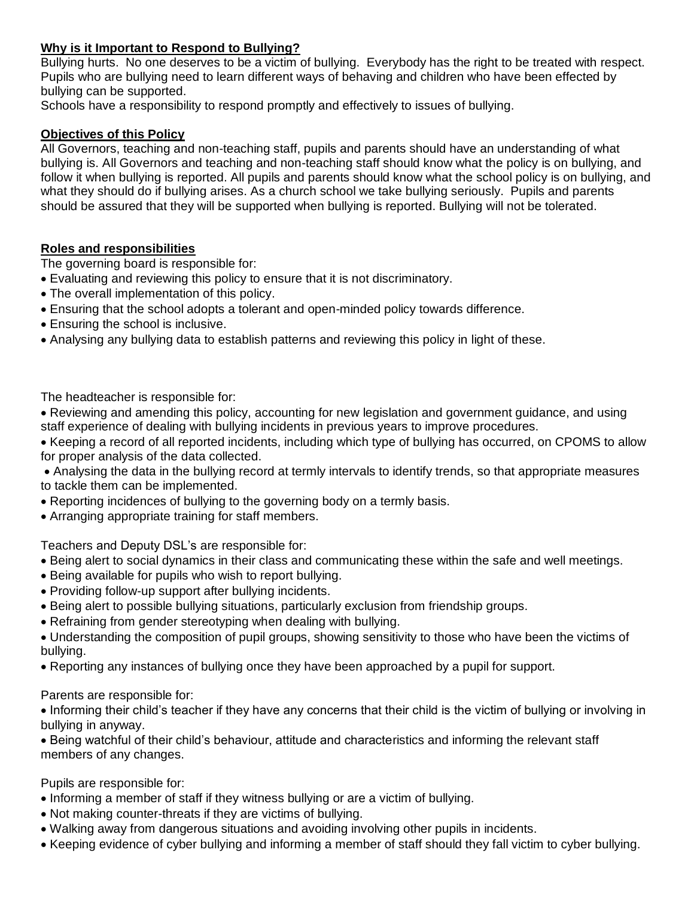## **Why is it Important to Respond to Bullying?**

Bullying hurts. No one deserves to be a victim of bullying. Everybody has the right to be treated with respect. Pupils who are bullying need to learn different ways of behaving and children who have been effected by bullying can be supported.

Schools have a responsibility to respond promptly and effectively to issues of bullying.

## **Objectives of this Policy**

All Governors, teaching and non-teaching staff, pupils and parents should have an understanding of what bullying is. All Governors and teaching and non-teaching staff should know what the policy is on bullying, and follow it when bullying is reported. All pupils and parents should know what the school policy is on bullying, and what they should do if bullying arises. As a church school we take bullying seriously. Pupils and parents should be assured that they will be supported when bullying is reported. Bullying will not be tolerated.

## **Roles and responsibilities**

The governing board is responsible for:

- Evaluating and reviewing this policy to ensure that it is not discriminatory.
- The overall implementation of this policy.
- Ensuring that the school adopts a tolerant and open-minded policy towards difference.
- Ensuring the school is inclusive.
- Analysing any bullying data to establish patterns and reviewing this policy in light of these.

The headteacher is responsible for:

- Reviewing and amending this policy, accounting for new legislation and government guidance, and using staff experience of dealing with bullying incidents in previous years to improve procedures.
- Keeping a record of all reported incidents, including which type of bullying has occurred, on CPOMS to allow for proper analysis of the data collected.
- Analysing the data in the bullying record at termly intervals to identify trends, so that appropriate measures to tackle them can be implemented.
- Reporting incidences of bullying to the governing body on a termly basis.
- Arranging appropriate training for staff members.

Teachers and Deputy DSL's are responsible for:

- Being alert to social dynamics in their class and communicating these within the safe and well meetings.
- Being available for pupils who wish to report bullying.
- Providing follow-up support after bullying incidents.
- Being alert to possible bullying situations, particularly exclusion from friendship groups.
- Refraining from gender stereotyping when dealing with bullying.
- Understanding the composition of pupil groups, showing sensitivity to those who have been the victims of bullying.
- Reporting any instances of bullying once they have been approached by a pupil for support.

Parents are responsible for:

- Informing their child's teacher if they have any concerns that their child is the victim of bullying or involving in bullying in anyway.
- Being watchful of their child's behaviour, attitude and characteristics and informing the relevant staff members of any changes.

Pupils are responsible for:

- Informing a member of staff if they witness bullying or are a victim of bullying.
- Not making counter-threats if they are victims of bullying.
- Walking away from dangerous situations and avoiding involving other pupils in incidents.
- Keeping evidence of cyber bullying and informing a member of staff should they fall victim to cyber bullying.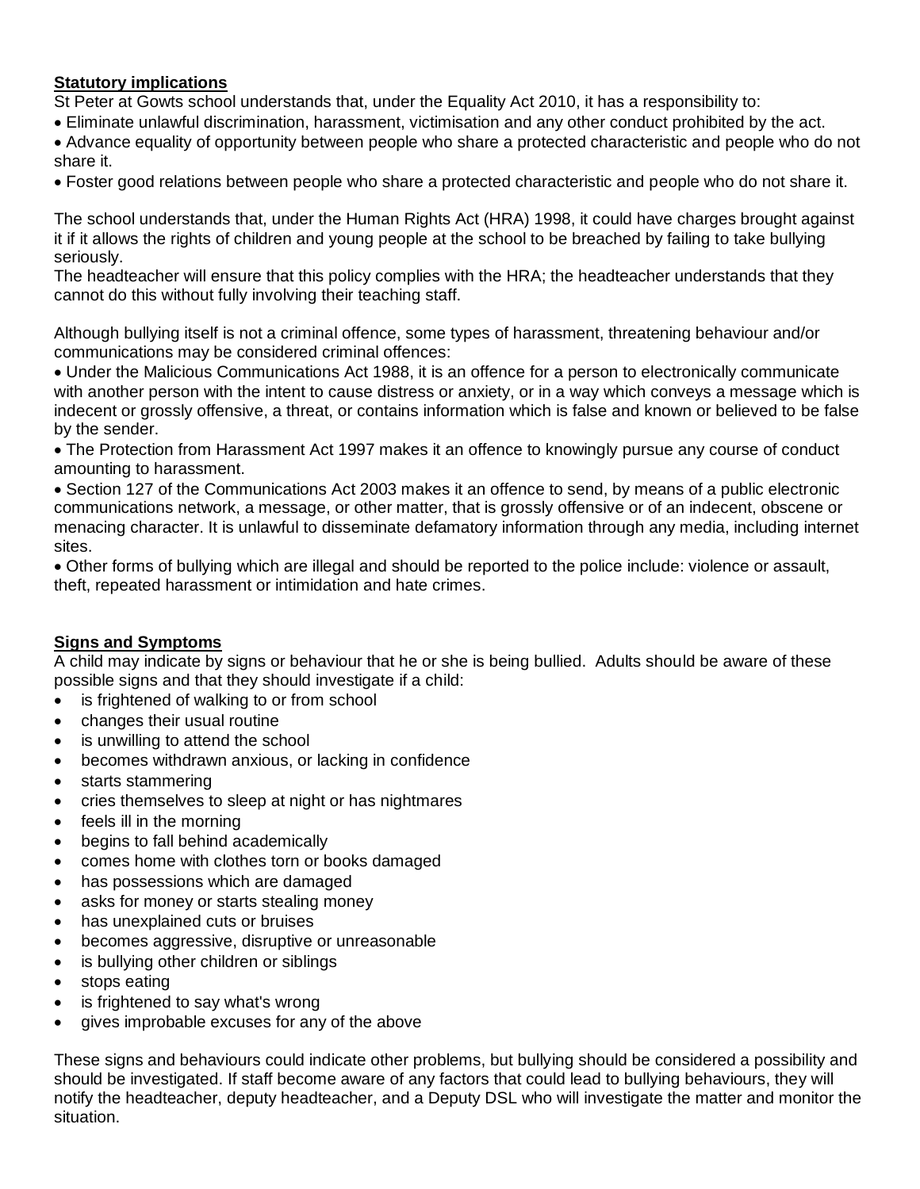**Statutory implications**

St Peter at Gowts school understands that, under the Equality Act 2010, it has a responsibility to:

- Eliminate unlawful discrimination, harassment, victimisation and any other conduct prohibited by the act.
- Advance equality of opportunity between people who share a protected characteristic and people who do not share it.
- Foster good relations between people who share a protected characteristic and people who do not share it.

The school understands that, under the Human Rights Act (HRA) 1998, it could have charges brought against it if it allows the rights of children and young people at the school to be breached by failing to take bullying seriously.

The headteacher will ensure that this policy complies with the HRA; the headteacher understands that they cannot do this without fully involving their teaching staff.

Although bullying itself is not a criminal offence, some types of harassment, threatening behaviour and/or communications may be considered criminal offences:

- Under the Malicious Communications Act 1988, it is an offence for a person to electronically communicate with another person with the intent to cause distress or anxiety, or in a way which conveys a message which is indecent or grossly offensive, a threat, or contains information which is false and known or believed to be false by the sender.
- The Protection from Harassment Act 1997 makes it an offence to knowingly pursue any course of conduct amounting to harassment.
- Section 127 of the Communications Act 2003 makes it an offence to send, by means of a public electronic communications network, a message, or other matter, that is grossly offensive or of an indecent, obscene or menacing character. It is unlawful to disseminate defamatory information through any media, including internet sites.
- Other forms of bullying which are illegal and should be reported to the police include: violence or assault, theft, repeated harassment or intimidation and hate crimes.

**Signs and Symptoms**

A child may indicate by signs or behaviour that he or she is being bullied. Adults should be aware of these possible signs and that they should investigate if a child:

- is frightened of walking to or from school
- changes their usual routine
- is unwilling to attend the school
- becomes withdrawn anxious, or lacking in confidence
- starts stammering
- cries themselves to sleep at night or has nightmares
- feels ill in the morning
- begins to fall behind academically
- comes home with clothes torn or books damaged
- has possessions which are damaged
- asks for money or starts stealing money
- has unexplained cuts or bruises
- becomes aggressive, disruptive or unreasonable
- is bullying other children or siblings
- stops eating
- is frightened to say what's wrong
- gives improbable excuses for any of the above

These signs and behaviours could indicate other problems, but bullying should be considered a possibility and should be investigated. If staff become aware of any factors that could lead to bullying behaviours, they will notify the headteacher, deputy headteacher, and a Deputy DSL who will investigate the matter and monitor the situation.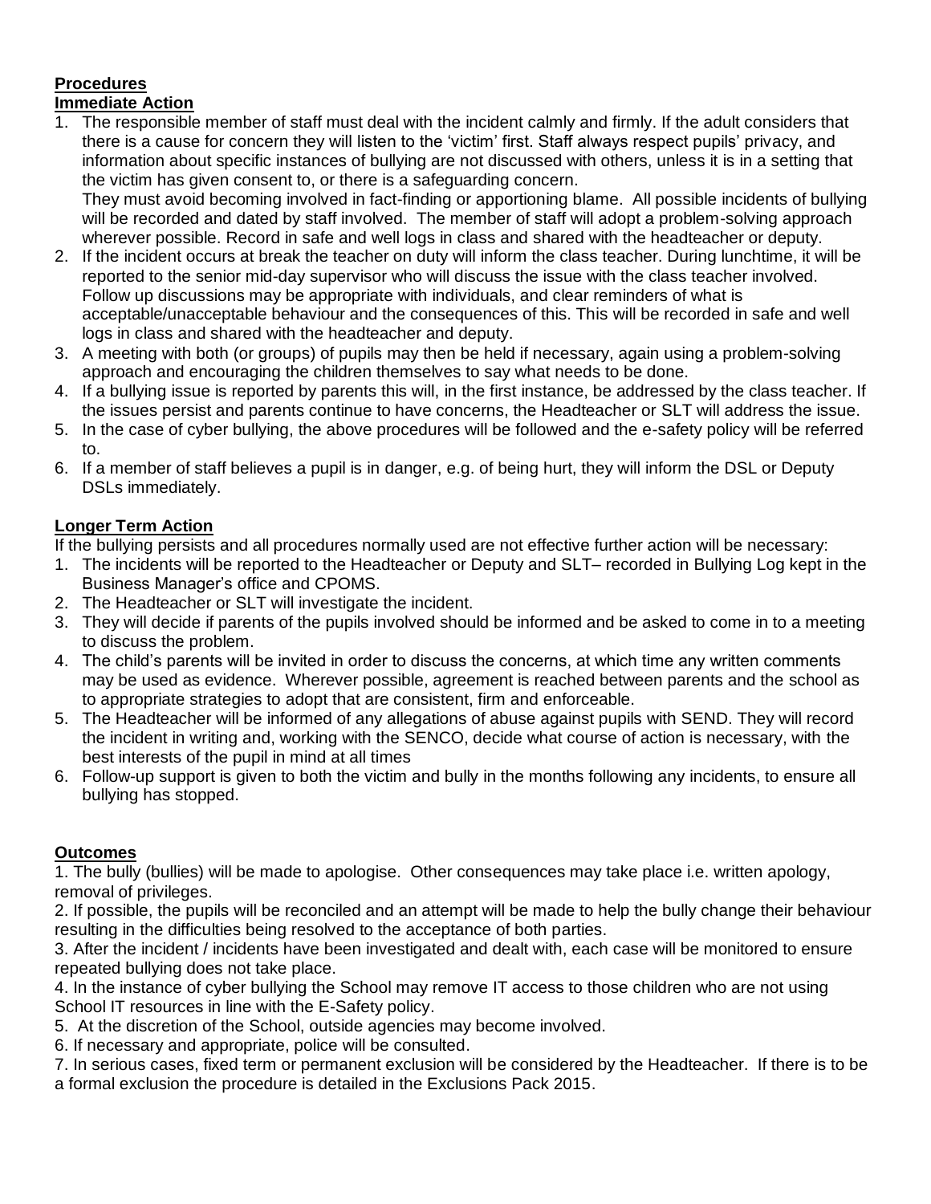**Procedures**

**Immediate Action**

1. The responsible member of staff must deal with the incident calmly and firmly. If the adult considers that there is a cause for concern they will listen to the 'victim' first. Staff always respect pupils' privacy, and information about specific instances of bullying are not discussed with others, unless it is in a setting that the victim has given consent to, or there is a safeguarding concern.
   They must avoid becoming involved in fact-finding or apportioning blame. All possible incidents of bullying will be recorded and dated by staff involved. The member of staff will adopt a problem-solving approach wherever possible. Record in safe and well logs in class and shared with the headteacher or deputy.
2. If the incident occurs at break the teacher on duty will inform the class teacher. During lunchtime, it will be reported to the senior mid-day supervisor who will discuss the issue with the class teacher involved. Follow up discussions may be appropriate with individuals, and clear reminders of what is acceptable/unacceptable behaviour and the consequences of this. This will be recorded in safe and well logs in class and shared with the headteacher and deputy.
3. A meeting with both (or groups) of pupils may then be held if necessary, again using a problem-solving approach and encouraging the children themselves to say what needs to be done.
4. If a bullying issue is reported by parents this will, in the first instance, be addressed by the class teacher. If the issues persist and parents continue to have concerns, the Headteacher or SLT will address the issue.
5. In the case of cyber bullying, the above procedures will be followed and the e-safety policy will be referred to.
6. If a member of staff believes a pupil is in danger, e.g. of being hurt, they will inform the DSL or Deputy DSLs immediately.

**Longer Term Action**

If the bullying persists and all procedures normally used are not effective further action will be necessary:

1. The incidents will be reported to the Headteacher or Deputy and SLT– recorded in Bullying Log kept in the Business Manager's office and CPOMS.
2. The Headteacher or SLT will investigate the incident.
3. They will decide if parents of the pupils involved should be informed and be asked to come in to a meeting to discuss the problem.
4. The child's parents will be invited in order to discuss the concerns, at which time any written comments may be used as evidence. Wherever possible, agreement is reached between parents and the school as to appropriate strategies to adopt that are consistent, firm and enforceable.
5. The Headteacher will be informed of any allegations of abuse against pupils with SEND. They will record the incident in writing and, working with the SENCO, decide what course of action is necessary, with the best interests of the pupil in mind at all times
6. Follow-up support is given to both the victim and bully in the months following any incidents, to ensure all bullying has stopped.

**Outcomes**

1. The bully (bullies) will be made to apologise. Other consequences may take place i.e. written apology, removal of privileges.
2. If possible, the pupils will be reconciled and an attempt will be made to help the bully change their behaviour resulting in the difficulties being resolved to the acceptance of both parties.
3. After the incident / incidents have been investigated and dealt with, each case will be monitored to ensure repeated bullying does not take place.
4. In the instance of cyber bullying the School may remove IT access to those children who are not using School IT resources in line with the E-Safety policy.
5. At the discretion of the School, outside agencies may become involved.
6. If necessary and appropriate, police will be consulted.
7. In serious cases, fixed term or permanent exclusion will be considered by the Headteacher. If there is to be a formal exclusion the procedure is detailed in the Exclusions Pack 2015.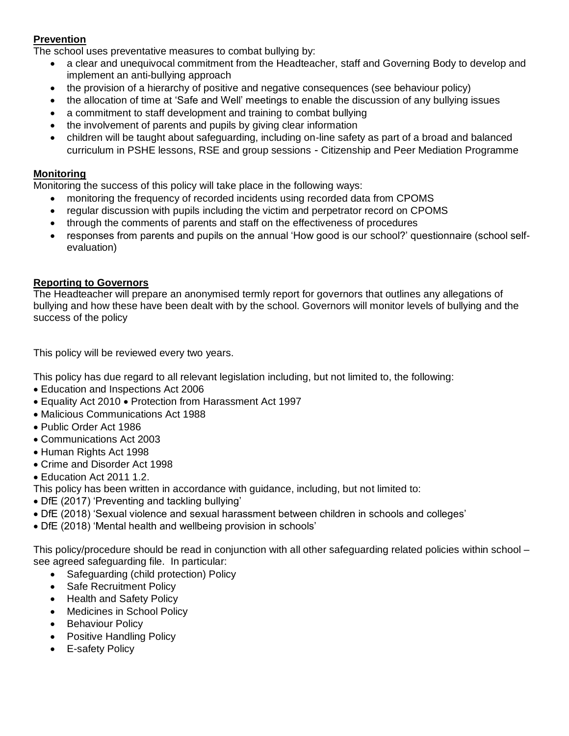**Prevention**

The school uses preventative measures to combat bullying by:

- a clear and unequivocal commitment from the Headteacher, staff and Governing Body to develop and implement an anti-bullying approach
- the provision of a hierarchy of positive and negative consequences (see behaviour policy)
- the allocation of time at 'Safe and Well' meetings to enable the discussion of any bullying issues
- a commitment to staff development and training to combat bullying
- the involvement of parents and pupils by giving clear information
- children will be taught about safeguarding, including on-line safety as part of a broad and balanced curriculum in PSHE lessons, RSE and group sessions - Citizenship and Peer Mediation Programme

**Monitoring**

Monitoring the success of this policy will take place in the following ways:

- monitoring the frequency of recorded incidents using recorded data from CPOMS
- regular discussion with pupils including the victim and perpetrator record on CPOMS
- through the comments of parents and staff on the effectiveness of procedures
- responses from parents and pupils on the annual 'How good is our school?' questionnaire (school self-evaluation)

**Reporting to Governors**

The Headteacher will prepare an anonymised termly report for governors that outlines any allegations of bullying and how these have been dealt with by the school. Governors will monitor levels of bullying and the success of the policy

This policy will be reviewed every two years.

This policy has due regard to all relevant legislation including, but not limited to, the following:

- Education and Inspections Act 2006
- Equality Act 2010 • Protection from Harassment Act 1997
- Malicious Communications Act 1988
- Public Order Act 1986
- Communications Act 2003
- Human Rights Act 1998
- Crime and Disorder Act 1998
- Education Act 2011 1.2.

This policy has been written in accordance with guidance, including, but not limited to:

- DfE (2017) 'Preventing and tackling bullying'
- DfE (2018) 'Sexual violence and sexual harassment between children in schools and colleges'
- DfE (2018) 'Mental health and wellbeing provision in schools'

This policy/procedure should be read in conjunction with all other safeguarding related policies within school – see agreed safeguarding file. In particular:

- Safeguarding (child protection) Policy
- Safe Recruitment Policy
- Health and Safety Policy
- Medicines in School Policy
- Behaviour Policy
- Positive Handling Policy
- E-safety Policy